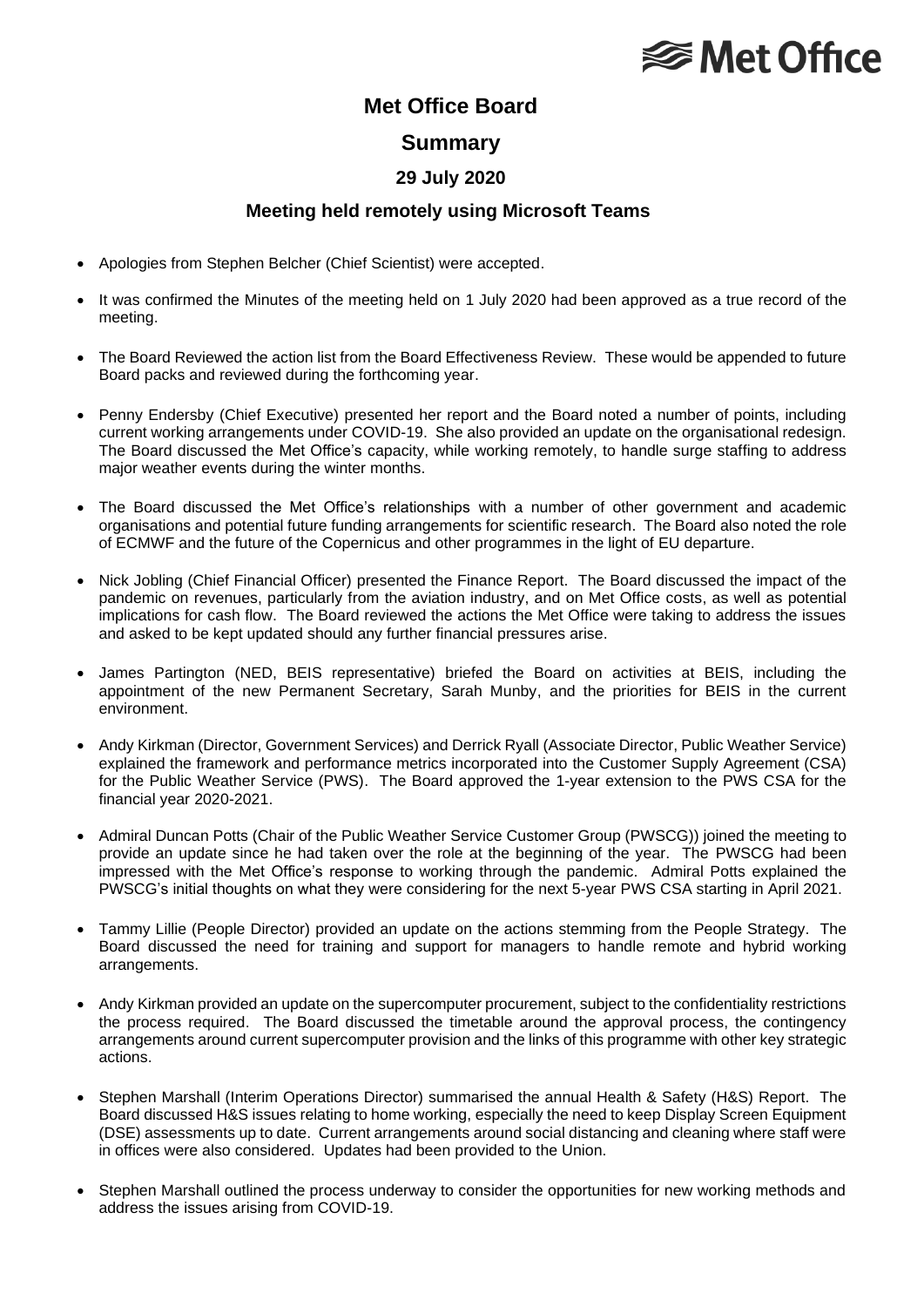# Met Office Board

## Summary

### 29 July 2020

### Meeting held remotely using Microsoft Teams

- Apologies from Stephen Belcher (Chief Scientist) were accepted.
- It was confirmed the Minutes of the meeting held on 1 July 2020 had been approved as a true record of the meeting.
- The Board Reviewed the action list from the Board Effectiveness Review. These would be appended to future Board packs and reviewed during the forthcoming year.
- Penny Endersby (Chief Executive) presented her report and the Board noted a number of points, including current working arrangements under COVID-19. She also provided an update on the organisational redesign. The Board discussed the Met Office's capacity, while working remotely, to handle surge staffing to address major weather events during the winter months.
- The Board discussed the Met Office's relationships with a number of other government and academic organisations and potential future funding arrangements for scientific research. The Board also noted the role of ECMWF and the future of the Copernicus and other programmes in the light of EU departure.
- Nick Jobling (Chief Financial Officer) presented the Finance Report. The Board discussed the impact of the pandemic on revenues, particularly from the aviation industry, and on Met Office costs, as well as potential implications for cash flow. The Board reviewed the actions the Met Office were taking to address the issues and asked to be kept updated should any further financial pressures arise.
- James Partington (NED, BEIS representative) briefed the Board on activities at BEIS, including the appointment of the new Permanent Secretary, Sarah Munby, and the priorities for BEIS in the current environment.
- Andy Kirkman (Director, Government Services) and Derrick Ryall (Associate Director, Public Weather Service) explained the framework and performance metrics incorporated into the Customer Supply Agreement (CSA) for the Public Weather Service (PWS). The Board approved the 1-year extension to the PWS CSA for the financial year 2020-2021.
- Admiral Duncan Potts (Chair of the Public Weather Service Customer Group (PWSCG)) joined the meeting to provide an update since he had taken over the role at the beginning of the year. The PWSCG had been impressed with the Met Office's response to working through the pandemic. Admiral Potts explained the PWSCG's initial thoughts on what they were considering for the next 5-year PWS CSA starting in April 2021.
- Tammy Lillie (People Director) provided an update on the actions stemming from the People Strategy. The Board discussed the need for training and support for managers to handle remote and hybrid working arrangements.
- Andy Kirkman provided an update on the supercomputer procurement, subject to the confidentiality restrictions the process required. The Board discussed the timetable around the approval process, the contingency arrangements around current supercomputer provision and the links of this programme with other key strategic actions.
- Stephen Marshall (Interim Operations Director) summarised the annual Health & Safety (H&S) Report. The Board discussed H&S issues relating to home working, especially the need to keep Display Screen Equipment (DSE) assessments up to date. Current arrangements around social distancing and cleaning where staff were in offices were also considered. Updates had been provided to the Union.
- Stephen Marshall outlined the process underway to consider the opportunities for new working methods and address the issues arising from COVID-19.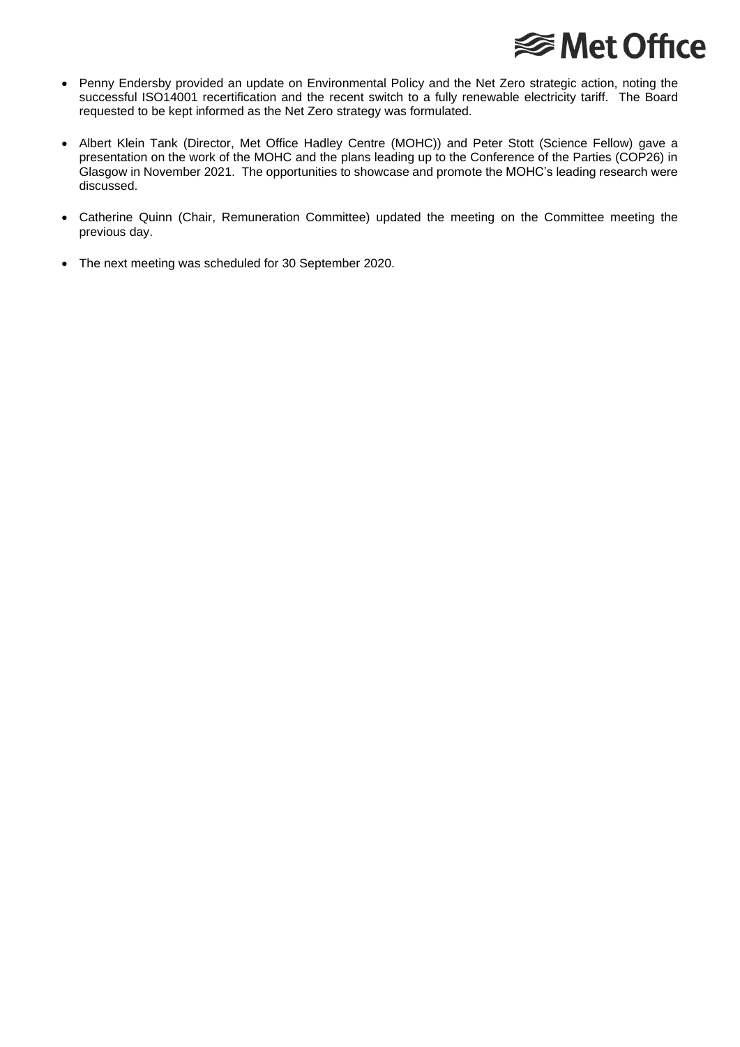- Penny Endersby provided an update on Environmental Policy and the Net Zero strategic action, noting the successful ISO14001 recertification and the recent switch to a fully renewable electricity tariff. The Board requested to be kept informed as the Net Zero strategy was formulated.

- Albert Klein Tank (Director, Met Office Hadley Centre (MOHC)) and Peter Stott (Science Fellow) gave a presentation on the work of the MOHC and the plans leading up to the Conference of the Parties (COP26) in Glasgow in November 2021. The opportunities to showcase and promote the MOHC's leading research were discussed.

- Catherine Quinn (Chair, Remuneration Committee) updated the meeting on the Committee meeting the previous day.

- The next meeting was scheduled for 30 September 2020.